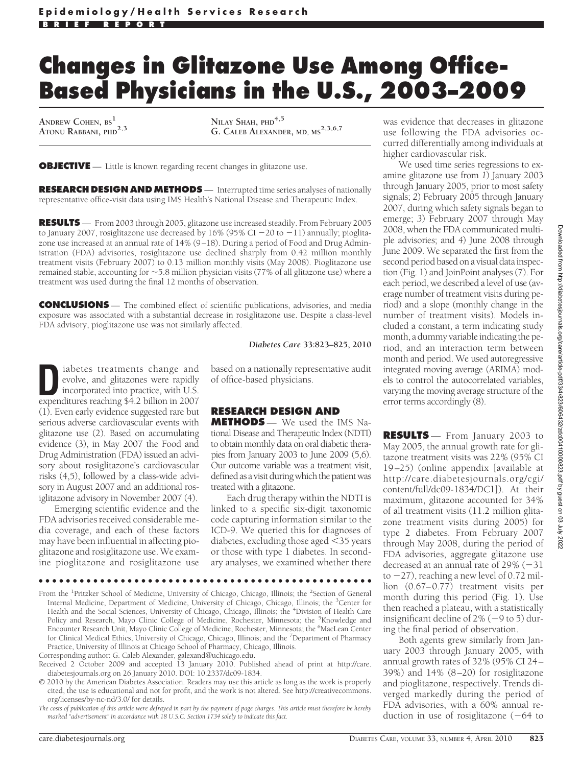Epidemiology/Health Services Research

BRIEF REPORT

# Changes in Glitazone Use Among Office-Based Physicians in the U.S., 2003–2009

ANDREW COHEN, BS[1]
ATONU RABBANI, PHD[2,3]
NILAY SHAH, PHD[4,5]
G. CALEB ALEXANDER, MD, MS[2,3,6,7]

**OBJECTIVE** — Little is known regarding recent changes in glitazone use.

**RESEARCH DESIGN AND METHODS** — Interrupted time series analyses of nationally representative office-visit data using IMS Health's National Disease and Therapeutic Index.

**RESULTS** — From 2003 through 2005, glitazone use increased steadily. From February 2005 to January 2007, rosiglitazone use decreased by 16% (95% CI −20 to −11) annually; pioglitazone use increased at an annual rate of 14% (9–18). During a period of Food and Drug Administration (FDA) advisories, rosiglitazone use declined sharply from 0.42 million monthly treatment visits (February 2007) to 0.13 million monthly visits (May 2008). Pioglitazone use remained stable, accounting for ~5.8 million physician visits (77% of all glitazone use) where a treatment was used during the final 12 months of observation.

**CONCLUSIONS** — The combined effect of scientific publications, advisories, and media exposure was associated with a substantial decrease in rosiglitazone use. Despite a class-level FDA advisory, pioglitazone use was not similarly affected.

*Diabetes Care* **33:823–825, 2010**

Diabetes treatments change and evolve, and glitazones were rapidly incorporated into practice, with U.S. expenditures reaching $4.2 billion in 2007 (1). Even early evidence suggested rare but serious adverse cardiovascular events with glitazone use (2). Based on accumulating evidence (3), in May 2007 the Food and Drug Administration (FDA) issued an advisory about rosiglitazone's cardiovascular risks (4,5), followed by a class-wide advisory in August 2007 and an additional rosiglitazone advisory in November 2007 (4).

Emerging scientific evidence and the FDA advisories received considerable media coverage, and each of these factors may have been influential in affecting pioglitazone and rosiglitazone use. We examine pioglitazone and rosiglitazone use based on a nationally representative audit of office-based physicians.

## RESEARCH DESIGN AND METHODS

We used the IMS National Disease and Therapeutic Index (NDTI) to obtain monthly data on oral diabetic therapies from January 2003 to June 2009 (5,6). Our outcome variable was a treatment visit, defined as a visit during which the patient was treated with a glitazone.

Each drug therapy within the NDTI is linked to a specific six-digit taxonomic code capturing information similar to the ICD-9. We queried this for diagnoses of diabetes, excluding those aged <35 years or those with type 1 diabetes. In secondary analyses, we examined whether there was evidence that decreases in glitazone use following the FDA advisories occurred differentially among individuals at higher cardiovascular risk.

We used time series regressions to examine glitazone use from *1)* January 2003 through January 2005, prior to most safety signals; *2)* February 2005 through January 2007, during which safety signals began to emerge; *3)* February 2007 through May 2008, when the FDA communicated multiple advisories; and *4)* June 2008 through June 2009. We separated the first from the second period based on a visual data inspection (Fig. 1) and JoinPoint analyses (7). For each period, we described a level of use (average number of treatment visits during period) and a slope (monthly change in the number of treatment visits). Models included a constant, a term indicating study month, a dummy variable indicating the period, and an interaction term between month and period. We used autoregressive integrated moving average (ARIMA) models to control the autocorrelated variables, varying the moving average structure of the error terms accordingly (8).

## RESULTS

From January 2003 to May 2005, the annual growth rate for glitazone treatment visits was 22% (95% CI 19–25) (online appendix [available at http://care.diabetesjournals.org/cgi/content/full/dc09-1834/DC1]). At their maximum, glitazone accounted for 34% of all treatment visits (11.2 million glitazone treatment visits during 2005) for type 2 diabetes. From February 2007 through May 2008, during the period of FDA advisories, aggregate glitazone use decreased at an annual rate of 29% (−31 to −27), reaching a new level of 0.72 million (0.67–0.77) treatment visits per month during this period (Fig. 1). Use then reached a plateau, with a statistically insignificant decline of 2% (−9 to 5) during the final period of observation.

Both agents grew similarly from January 2003 through January 2005, with annual growth rates of 32% (95% CI 24–39%) and 14% (8–20) for rosiglitazone and pioglitazone, respectively. Trends diverged markedly during the period of FDA advisories, with a 60% annual reduction in use of rosiglitazone (−64 to

From the [1]Pritzker School of Medicine, University of Chicago, Chicago, Illinois; the [2]Section of General Internal Medicine, Department of Medicine, University of Chicago, Chicago, Illinois; the [3]Center for Health and the Social Sciences, University of Chicago, Chicago, Illinois; the [4]Division of Health Care Policy and Research, Mayo Clinic College of Medicine, Rochester, Minnesota; the [5]Knowledge and Encounter Research Unit, Mayo Clinic College of Medicine, Rochester, Minnesota; the [6]MacLean Center for Clinical Medical Ethics, University of Chicago, Chicago, Illinois; and the [7]Department of Pharmacy Practice, University of Illinois at Chicago School of Pharmacy, Chicago, Illinois.

Corresponding author: G. Caleb Alexander, galexand@uchicago.edu.

Received 2 October 2009 and accepted 13 January 2010. Published ahead of print at http://care.diabetesjournals.org on 26 January 2010. DOI: 10.2337/dc09-1834.

© 2010 by the American Diabetes Association. Readers may use this article as long as the work is properly cited, the use is educational and not for profit, and the work is not altered. See http://creativecommons.org/licenses/by-nc-nd/3.0/ for details.

*The costs of publication of this article were defrayed in part by the payment of page charges. This article must therefore be hereby marked "advertisement" in accordance with 18 U.S.C. Section 1734 solely to indicate this fact.*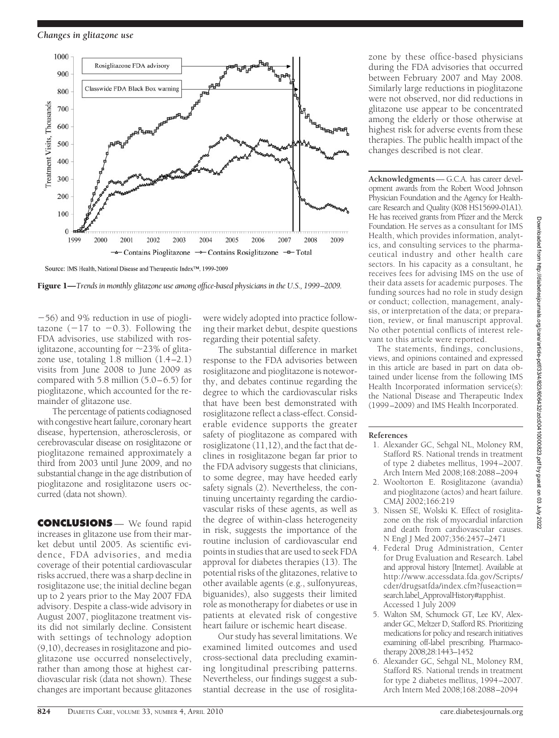Source: IMS Health, National Disease and Therapeutic Index™, 1999-2009

**Figure 1**—*Trends in monthly glitazone use among office-based physicians in the U.S., 1999–2009.*

−56) and 9% reduction in use of pioglitazone (−17 to −0.3). Following the FDA advisories, use stabilized with rosiglitazone, accounting for ~23% of glitazone use, totaling 1.8 million (1.4–2.1) visits from June 2008 to June 2009 as compared with 5.8 million (5.0–6.5) for pioglitazone, which accounted for the remainder of glitazone use.

The percentage of patients codiagnosed with congestive heart failure, coronary heart disease, hypertension, atherosclerosis, or cerebrovascular disease on rosiglitazone or pioglitazone remained approximately a third from 2003 until June 2009, and no substantial change in the age distribution of pioglitazone and rosiglitazone users occurred (data not shown).

## CONCLUSIONS

We found rapid increases in glitazone use from their market debut until 2005. As scientific evidence, FDA advisories, and media coverage of their potential cardiovascular risks accrued, there was a sharp decline in rosiglitazone use; the initial decline began up to 2 years prior to the May 2007 FDA advisory. Despite a class-wide advisory in August 2007, pioglitazone treatment visits did not similarly decline. Consistent with settings of technology adoption (9,10), decreases in rosiglitazone and pioglitazone use occurred nonselectively, rather than among those at highest cardiovascular risk (data not shown). These changes are important because glitazones were widely adopted into practice following their market debut, despite questions regarding their potential safety.

The substantial difference in market response to the FDA advisories between rosiglitazone and pioglitazone is noteworthy, and debates continue regarding the degree to which the cardiovascular risks that have been best demonstrated with rosiglitazone reflect a class-effect. Considerable evidence supports the greater safety of pioglitazone as compared with rosiglizatone (11,12), and the fact that declines in rosiglitazone began far prior to the FDA advisory suggests that clinicians, to some degree, may have heeded early safety signals (2). Nevertheless, the continuing uncertainty regarding the cardiovascular risks of these agents, as well as the degree of within-class heterogeneity in risk, suggests the importance of the routine inclusion of cardiovascular end points in studies that are used to seek FDA approval for diabetes therapies (13). The potential risks of the glitazones, relative to other available agents (e.g., sulfonyureas, biguanides), also suggests their limited role as monotherapy for diabetes or use in patients at elevated risk of congestive heart failure or ischemic heart disease.

Our study has several limitations. We examined limited outcomes and used cross-sectional data precluding examining longitudinal prescribing patterns. Nevertheless, our findings suggest a substantial decrease in the use of rosiglitazone by these office-based physicians during the FDA advisories that occurred between February 2007 and May 2008. Similarly large reductions in pioglitazone were not observed, nor did reductions in glitazone use appear to be concentrated among the elderly or those otherwise at highest risk for adverse events from these therapies. The public health impact of the changes described is not clear.

**Acknowledgments**— G.C.A. has career development awards from the Robert Wood Johnson Physician Foundation and the Agency for Healthcare Research and Quality (K08 HS15699-01A1). He has received grants from Pfizer and the Merck Foundation. He serves as a consultant for IMS Health, which provides information, analytics, and consulting services to the pharmaceutical industry and other health care sectors. In his capacity as a consultant, he receives fees for advising IMS on the use of their data assets for academic purposes. The funding sources had no role in study design or conduct; collection, management, analysis, or interpretation of the data; or preparation, review, or final manuscript approval. No other potential conflicts of interest relevant to this article were reported.

The statements, findings, conclusions, views, and opinions contained and expressed in this article are based in part on data obtained under license from the following IMS Health Incorporated information service(s): the National Disease and Therapeutic Index (1999–2009) and IMS Health Incorporated.

## References

1. Alexander GC, Sehgal NL, Moloney RM, Stafford RS. National trends in treatment of type 2 diabetes mellitus, 1994–2007. Arch Intern Med 2008;168:2088–2094
2. Wooltorton E. Rosiglitazone (avandia) and pioglitazone (actos) and heart failure. CMAJ 2002;166:219
3. Nissen SE, Wolski K. Effect of rosiglitazone on the risk of myocardial infarction and death from cardiovascular causes. N Engl J Med 2007;356:2457–2471
4. Federal Drug Administration, Center for Drug Evaluation and Research. Label and approval history [Internet]. Available at http://www.accessdata.fda.gov/Scripts/cder/drugsatfda/index.cfm?fuseaction=search.label_ApprovalHistory#apphist. Accessed 1 July 2009
5. Walton SM, Schumock GT, Lee KV, Alexander GC, Meltzer D, Stafford RS. Prioritizing medications for policy and research initiatives examining off-label prescribing. Pharmacotherapy 2008;28:1443–1452
6. Alexander GC, Sehgal NL, Moloney RM, Stafford RS. National trends in treatment for type 2 diabetes mellitus, 1994–2007. Arch Intern Med 2008;168:2088–2094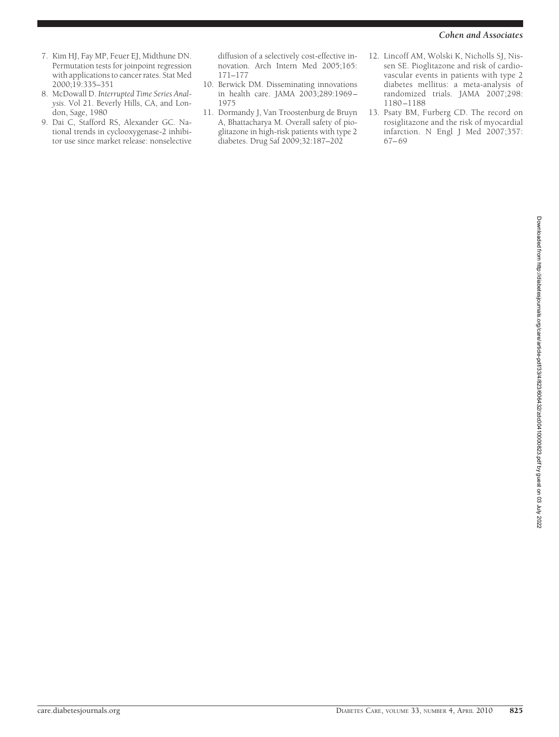7. Kim HJ, Fay MP, Feuer EJ, Midthune DN. Permutation tests for joinpoint regression with applications to cancer rates. Stat Med 2000;19:335–351
8. McDowall D. *Interrupted Time Series Analysis*. Vol 21. Beverly Hills, CA, and London, Sage, 1980
9. Dai C, Stafford RS, Alexander GC. National trends in cyclooxygenase-2 inhibitor use since market release: nonselective diffusion of a selectively cost-effective innovation. Arch Intern Med 2005;165: 171–177
10. Berwick DM. Disseminating innovations in health care. JAMA 2003;289:1969–1975
11. Dormandy J, Van Troostenburg de Bruyn A, Bhattacharya M. Overall safety of pioglitazone in high-risk patients with type 2 diabetes. Drug Saf 2009;32:187–202
12. Lincoff AM, Wolski K, Nicholls SJ, Nissen SE. Pioglitazone and risk of cardiovascular events in patients with type 2 diabetes mellitus: a meta-analysis of randomized trials. JAMA 2007;298: 1180–1188
13. Psaty BM, Furberg CD. The record on rosiglitazone and the risk of myocardial infarction. N Engl J Med 2007;357: 67–69